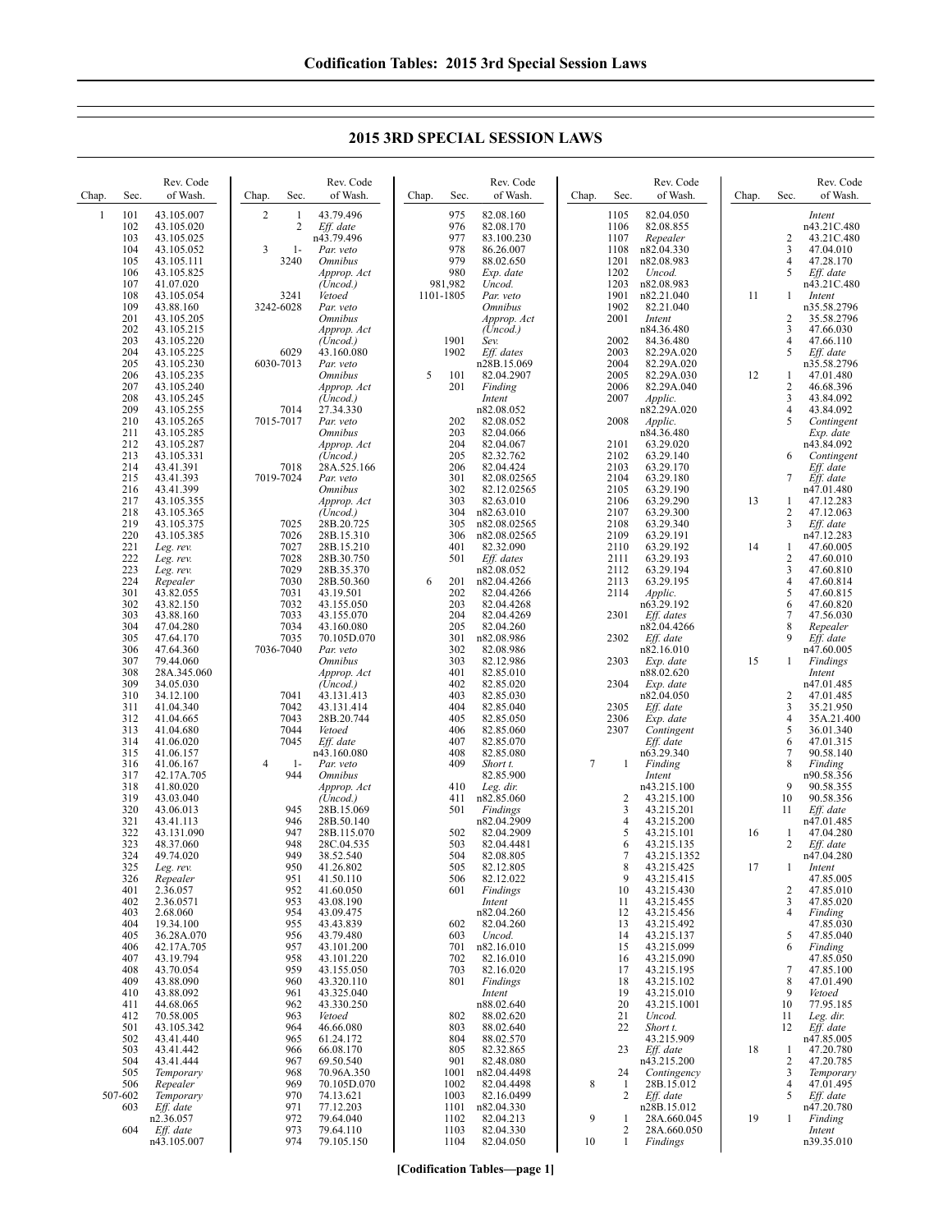## 2015 3RD SPECIAL SESSION LAWS

| Chap. | Sec. | Rev. Code of Wash. |
|---|---|---|
| 1 | 101 | 43.105.007 |
| | 102 | 43.105.020 |
| | 103 | 43.105.025 |
| | 104 | 43.105.052 |
| | 105 | 43.105.111 |
| | 106 | 43.105.825 |
| | 107 | 41.07.020 |
| | 108 | 43.105.054 |
| | 109 | 43.88.160 |
| | 201 | 43.105.205 |
| | 202 | 43.105.215 |
| | 203 | 43.105.220 |
| | 204 | 43.105.225 |
| | 205 | 43.105.230 |
| | 206 | 43.105.235 |
| | 207 | 43.105.240 |
| | 208 | 43.105.245 |
| | 209 | 43.105.255 |
| | 210 | 43.105.265 |
| | 211 | 43.105.285 |
| | 212 | 43.105.287 |
| | 213 | 43.105.331 |
| | 214 | 43.41.391 |
| | 215 | 43.41.393 |
| | 216 | 43.41.399 |
| | 217 | 43.105.355 |
| | 218 | 43.105.365 |
| | 219 | 43.105.375 |
| | 220 | 43.105.385 |
| | 221 | *Leg. rev.* |
| | 222 | *Leg. rev.* |
| | 223 | *Leg. rev.* |
| | 224 | *Repealer* |
| | 301 | 43.82.055 |
| | 302 | 43.82.150 |
| | 303 | 43.88.160 |
| | 304 | 47.04.280 |
| | 305 | 47.64.170 |
| | 306 | 47.64.360 |
| | 307 | 79.44.060 |
| | 308 | 28A.345.060 |
| | 309 | 34.05.030 |
| | 310 | 34.12.100 |
| | 311 | 41.04.340 |
| | 312 | 41.04.665 |
| | 313 | 41.04.680 |
| | 314 | 41.06.020 |
| | 315 | 41.06.157 |
| | 316 | 41.06.167 |
| | 317 | 42.17A.705 |
| | 318 | 41.80.020 |
| | 319 | 43.03.040 |
| | 320 | 43.06.013 |
| | 321 | 43.41.113 |
| | 322 | 43.131.090 |
| | 323 | 48.37.060 |
| | 324 | 49.74.020 |
| | 325 | *Leg. rev.* |
| | 326 | *Repealer* |
| | 401 | 2.36.057 |
| | 402 | 2.36.0571 |
| | 403 | 2.68.060 |
| | 404 | 19.34.100 |
| | 405 | 36.28A.070 |
| | 406 | 42.17A.705 |
| | 407 | 43.19.794 |
| | 408 | 43.70.054 |
| | 409 | 43.88.090 |
| | 410 | 43.88.092 |
| | 411 | 44.68.065 |
| | 412 | 70.58.005 |
| | 501 | 43.105.342 |
| | 502 | 43.41.440 |
| | 503 | 43.41.442 |
| | 504 | 43.41.444 |
| | 505 | *Temporary* |
| | 506 | *Repealer* |
| | 507-602 | *Temporary* |
| | 603 | *Eff. date* n2.36.057 |
| | 604 | *Eff. date* n43.105.007 |
| 2 | 1 | 43.79.496 |
| | 2 | *Eff. date* n43.79.496 |
| 3 | 1-3240 | *Par. veto Omnibus Approp. Act (Uncod.)* |
| | 3241 | *Vetoed* |
| | 3242-6028 | *Par. veto Omnibus Approp. Act (Uncod.)* |
| | 6029 | 43.160.080 |
| | 6030-7013 | *Par. veto Omnibus Approp. Act (Uncod.)* |
| | 7014 | 27.34.330 |
| | 7015-7017 | *Par. veto Omnibus Approp. Act (Uncod.)* |
| | 7018 | 28A.525.166 |
| | 7019-7024 | *Par. veto Omnibus Approp. Act (Uncod.)* |
| | 7025 | 28B.20.725 |
| | 7026 | 28B.15.310 |
| | 7027 | 28B.15.210 |
| | 7028 | 28B.30.750 |
| | 7029 | 28B.35.370 |
| | 7030 | 28B.50.360 |
| | 7031 | 43.19.501 |
| | 7032 | 43.155.050 |
| | 7033 | 43.155.070 |
| | 7034 | 43.160.080 |
| | 7035 | 70.105D.070 |
| | 7036-7040 | *Par. veto Omnibus Approp. Act (Uncod.)* |
| | 7041 | 43.131.413 |
| | 7042 | 43.131.414 |
| | 7043 | 28B.20.744 |
| | 7044 | *Vetoed* |
| | 7045 | *Eff. date* n43.160.080 |
| 4 | 1-944 | *Par. veto Omnibus Approp. Act (Uncod.)* |
| | 945 | 28B.15.069 |
| | 946 | 28B.50.140 |
| | 947 | 28B.115.070 |
| | 948 | 28C.04.535 |
| | 949 | 38.52.540 |
| | 950 | 41.26.802 |
| | 951 | 41.50.110 |
| | 952 | 41.60.050 |
| | 953 | 43.08.190 |
| | 954 | 43.09.475 |
| | 955 | 43.43.839 |
| | 956 | 43.79.480 |
| | 957 | 43.101.200 |
| | 958 | 43.101.220 |
| | 959 | 43.155.050 |
| | 960 | 43.320.110 |
| | 961 | 43.325.040 |
| | 962 | 43.330.250 |
| | 963 | *Vetoed* |
| | 964 | 46.66.080 |
| | 965 | 61.24.172 |
| | 966 | 66.08.170 |
| | 967 | 69.50.540 |
| | 968 | 70.96A.350 |
| | 969 | 70.105D.070 |
| | 970 | 74.13.621 |
| | 971 | 77.12.203 |
| | 972 | 79.64.040 |
| | 973 | 79.64.110 |
| | 974 | 79.105.150 |
| | 975 | 82.08.160 |
| | 976 | 82.08.170 |
| | 977 | 83.100.230 |
| | 978 | 86.26.007 |
| | 979 | 88.02.650 |
| | 980 | *Exp. date* |
| | 981,982 | *Uncod.* |
| | 1101-1805 | *Par. veto Omnibus Approp. Act (Uncod.)* |
| | 1901 | *Sev.* |
| | 1902 | *Eff. dates* n28B.15.069 |
| 5 | 101 | 82.04.2907 |
| | 201 | *Finding Intent* n82.08.052 |
| | 202 | 82.08.052 |
| | 203 | 82.04.066 |
| | 204 | 82.04.067 |
| | 205 | 82.32.762 |
| | 206 | 82.04.424 |
| | 301 | 82.08.02565 |
| | 302 | 82.12.02565 |
| | 303 | 82.63.010 |
| | 304 | n82.63.010 |
| | 305 | n82.08.02565 |
| | 306 | n82.08.02565 |
| | 401 | 82.32.090 |
| | 501 | *Eff. dates* n82.08.052 |
| 6 | 201 | n82.04.4266 |
| | 202 | 82.04.4266 |
| | 203 | 82.04.4268 |
| | 204 | 82.04.4269 |
| | 205 | 82.04.260 |
| | 301 | n82.08.986 |
| | 302 | 82.08.986 |
| | 303 | 82.12.986 |
| | 401 | 82.85.010 |
| | 402 | 82.85.020 |
| | 403 | 82.85.030 |
| | 404 | 82.85.040 |
| | 405 | 82.85.050 |
| | 406 | 82.85.060 |
| | 407 | 82.85.070 |
| | 408 | 82.85.080 |
| | 409 | *Short t.* 82.85.900 |
| | 410 | *Leg. dir.* |
| | 411 | n82.85.060 |
| | 501 | *Findings* n82.04.2909 |
| | 502 | 82.04.2909 |
| | 503 | 82.04.4481 |
| | 504 | 82.08.805 |
| | 505 | 82.12.805 |
| | 506 | 82.12.022 |
| | 601 | *Findings Intent* n82.04.260 |
| | 602 | 82.04.260 |
| | 603 | *Uncod.* |
| | 701 | n82.16.010 |
| | 702 | 82.16.010 |
| | 703 | 82.16.020 |
| | 801 | *Findings Intent* n88.02.640 |
| | 802 | 88.02.620 |
| | 803 | 88.02.640 |
| | 804 | 88.02.570 |
| | 805 | 82.32.865 |
| | 901 | 82.48.080 |
| | 1001 | n82.04.4498 |
| | 1002 | 82.04.4498 |
| | 1003 | 82.16.0499 |
| | 1101 | n82.04.330 |
| | 1102 | 82.04.213 |
| | 1103 | 82.04.330 |
| | 1104 | 82.04.050 |
| | 1105 | 82.04.050 |
| | 1106 | 82.08.855 |
| | 1107 | *Repealer* |
| | 1108 | n82.04.330 |
| | 1201 | n82.08.983 |
| | 1202 | *Uncod.* |
| | 1203 | n82.08.983 |
| | 1901 | n82.21.040 |
| | 1902 | 82.21.040 |
| | 2001 | *Intent* n84.36.480 |
| | 2002 | 84.36.480 |
| | 2003 | 82.29A.020 |
| | 2004 | 82.29A.020 |
| | 2005 | 82.29A.030 |
| | 2006 | 82.29A.040 |
| | 2007 | *Applic.* n82.29A.020 |
| | 2008 | *Applic.* n84.36.480 |
| | 2101 | 63.29.020 |
| | 2102 | 63.29.140 |
| | 2103 | 63.29.170 |
| | 2104 | 63.29.180 |
| | 2105 | 63.29.190 |
| | 2106 | 63.29.290 |
| | 2107 | 63.29.300 |
| | 2108 | 63.29.340 |
| | 2109 | 63.29.191 |
| | 2110 | 63.29.192 |
| | 2111 | 63.29.193 |
| | 2112 | 63.29.194 |
| | 2113 | 63.29.195 |
| | 2114 | *Applic.* n63.29.192 |
| | 2301 | *Eff. dates* n82.04.4266 |
| | 2302 | *Eff. date* n82.16.010 |
| | 2303 | *Exp. date* n88.02.620 |
| | 2304 | *Exp. date* n82.04.050 |
| | 2305 | *Eff. date* |
| | 2306 | *Exp. date* |
| | 2307 | *Contingent Eff. date* n63.29.340 |
| 7 | 1 | *Finding Intent* n43.215.100 |
| | 2 | 43.215.100 |
| | 3 | 43.215.201 |
| | 4 | 43.215.200 |
| | 5 | 43.215.101 |
| | 6 | 43.215.135 |
| | 7 | 43.215.1352 |
| | 8 | 43.215.425 |
| | 9 | 43.215.415 |
| | 10 | 43.215.430 |
| | 11 | 43.215.455 |
| | 12 | 43.215.456 |
| | 13 | 43.215.492 |
| | 14 | 43.215.137 |
| | 15 | 43.215.099 |
| | 16 | 43.215.090 |
| | 17 | 43.215.195 |
| | 18 | 43.215.102 |
| | 19 | 43.215.010 |
| | 20 | 43.215.1001 |
| | 21 | *Uncod.* |
| | 22 | *Short t.* 43.215.909 |
| | 23 | *Eff. date* n43.215.200 |
| | 24 | *Contingency* |
| 8 | 1 | 28B.15.012 |
| | 2 | *Eff. date* n28B.15.012 |
| 9 | 1 | 28A.660.045 |
| | 2 | 28A.660.050 |
| 10 | 1 | *Findings Intent* n43.21C.480 |
| | 2 | 43.21C.480 |
| | 3 | 47.04.010 |
| | 4 | 47.28.170 |
| | 5 | *Eff. date* n43.21C.480 |
| 11 | 1 | *Intent* n35.58.2796 |
| | 2 | 35.58.2796 |
| | 3 | 47.66.030 |
| | 4 | 47.66.110 |
| | 5 | *Eff. date* n35.58.2796 |
| 12 | 1 | 47.01.480 |
| | 2 | 46.68.396 |
| | 3 | 43.84.092 |
| | 4 | 43.84.092 |
| | 5 | *Contingent Exp. date* n43.84.092 |
| | 6 | *Contingent Eff. date* |
| | 7 | *Eff. date* n47.01.480 |
| 13 | 1 | 47.12.283 |
| | 2 | 47.12.063 |
| | 3 | *Eff. date* n47.12.283 |
| 14 | 1 | 47.60.005 |
| | 2 | 47.60.010 |
| | 3 | 47.60.810 |
| | 4 | 47.60.814 |
| | 5 | 47.60.815 |
| | 6 | 47.60.820 |
| | 7 | 47.56.030 |
| | 8 | *Repealer* |
| | 9 | *Eff. date* n47.60.005 |
| 15 | 1 | *Findings Intent* n47.01.485 |
| | 2 | 47.01.485 |
| | 3 | 35.21.950 |
| | 4 | 35A.21.400 |
| | 5 | 36.01.340 |
| | 6 | 47.01.315 |
| | 7 | 90.58.140 |
| | 8 | *Finding* n90.58.356 |
| | 9 | 90.58.355 |
| | 10 | 90.58.356 |
| | 11 | *Eff. date* n47.01.485 |
| 16 | 1 | 47.04.280 |
| | 2 | *Eff. date* n47.04.280 |
| 17 | 1 | *Intent* 47.85.005 |
| | 2 | 47.85.010 |
| | 3 | 47.85.020 |
| | 4 | *Finding* 47.85.030 |
| | 5 | 47.85.040 |
| | 6 | *Finding* 47.85.050 |
| | 7 | 47.85.100 |
| | 8 | 47.01.490 |
| | 9 | *Vetoed* |
| | 10 | 77.95.185 |
| | 11 | *Leg. dir.* |
| | 12 | *Eff. date* n47.85.005 |
| 18 | 1 | 47.20.780 |
| | 2 | 47.20.785 |
| | 3 | *Temporary* |
| | 4 | 47.01.495 |
| | 5 | *Eff. date* n47.20.780 |
| 19 | 1 | *Finding Intent* n39.35.010 |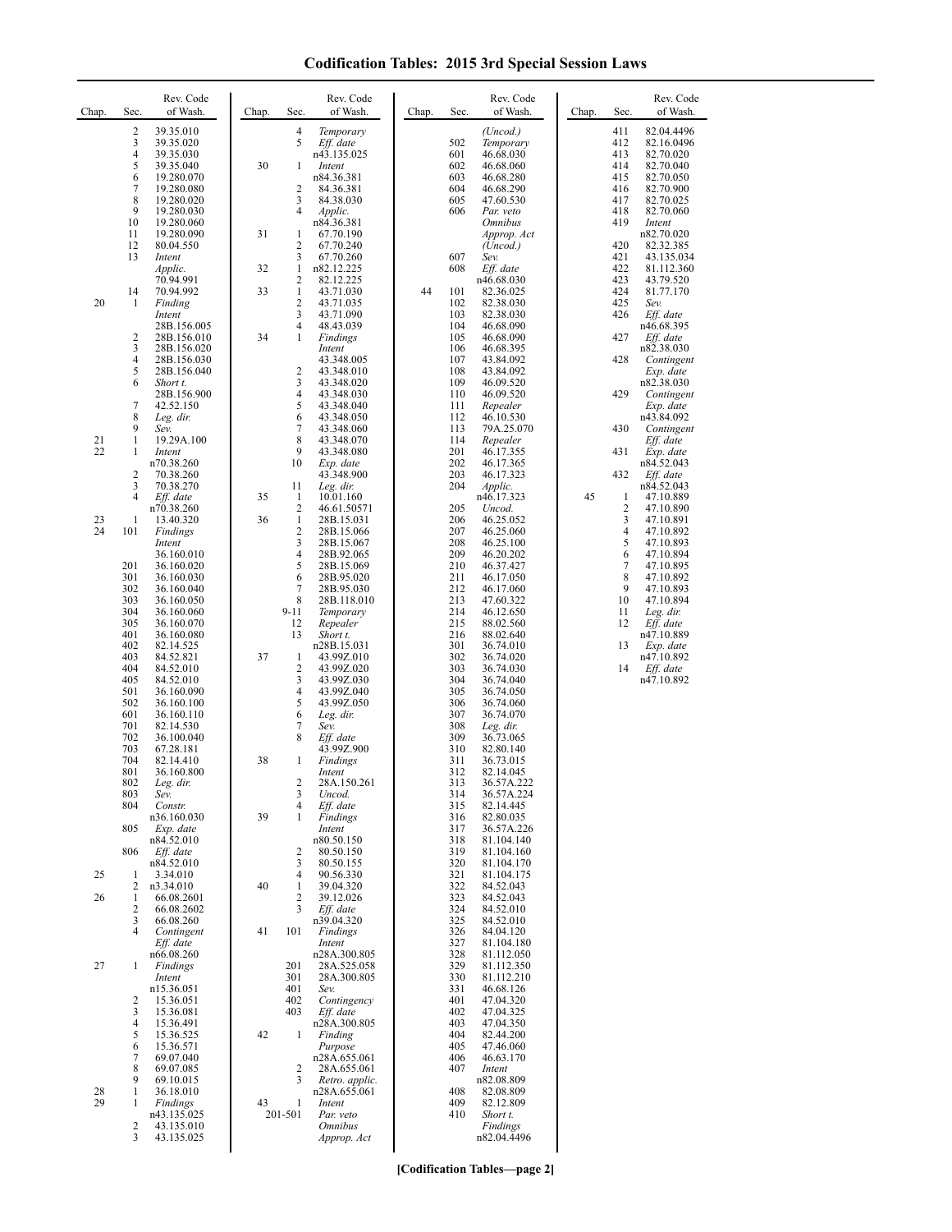# Codification Tables: 2015 3rd Special Session Laws

| Chap. | Sec. | Rev. Code of Wash. |
|---|---|---|
| | 2 | 39.35.010 |
| | 3 | 39.35.020 |
| | 4 | 39.35.030 |
| | 5 | 39.35.040 |
| | 6 | 19.280.070 |
| | 7 | 19.280.080 |
| | 8 | 19.280.020 |
| | 9 | 19.280.030 |
| | 10 | 19.280.060 |
| | 11 | 19.280.090 |
| | 12 | 80.04.550 |
| | 13 | *Intent* *Applic.* 70.94.991 |
| | 14 | 70.94.992 |
| 20 | 1 | *Finding* *Intent* 28B.156.005 |
| | 2 | 28B.156.010 |
| | 3 | 28B.156.020 |
| | 4 | 28B.156.030 |
| | 5 | 28B.156.040 |
| | 6 | *Short t.* 28B.156.900 |
| | 7 | 42.52.150 |
| | 8 | *Leg. dir.* |
| | 9 | *Sev.* |
| 21 | 1 | 19.29A.100 |
| 22 | 1 | *Intent* n70.38.260 |
| | 2 | 70.38.260 |
| | 3 | 70.38.270 |
| | 4 | *Eff. date* n70.38.260 |
| 23 | 1 | 13.40.320 |
| 24 | 101 | *Findings* *Intent* 36.160.010 |
| | 201 | 36.160.020 |
| | 301 | 36.160.030 |
| | 302 | 36.160.040 |
| | 303 | 36.160.050 |
| | 304 | 36.160.060 |
| | 305 | 36.160.070 |
| | 401 | 36.160.080 |
| | 402 | 82.14.525 |
| | 403 | 84.52.821 |
| | 404 | 84.52.010 |
| | 405 | 84.52.010 |
| | 501 | 36.160.090 |
| | 502 | 36.160.100 |
| | 601 | 36.160.110 |
| | 701 | 82.14.530 |
| | 702 | 36.100.040 |
| | 703 | 67.28.181 |
| | 704 | 82.14.410 |
| | 801 | 36.160.800 |
| | 802 | *Leg. dir.* |
| | 803 | *Sev.* |
| | 804 | *Constr.* n36.160.030 |
| | 805 | *Exp. date* n84.52.010 |
| | 806 | *Eff. date* n84.52.010 |
| 25 | 1 | 3.34.010 |
| | 2 | n3.34.010 |
| 26 | 1 | 66.08.2601 |
| | 2 | 66.08.2602 |
| | 3 | 66.08.260 |
| | 4 | *Contingent* *Eff. date* n66.08.260 |
| 27 | 1 | *Findings* *Intent* n15.36.051 |
| | 2 | 15.36.051 |
| | 3 | 15.36.081 |
| | 4 | 15.36.491 |
| | 5 | 15.36.525 |
| | 6 | 15.36.571 |
| | 7 | 69.07.040 |
| | 8 | 69.07.085 |
| | 9 | 69.10.015 |
| 28 | 1 | 36.18.010 |
| 29 | 1 | *Findings* n43.135.025 |
| | 2 | 43.135.010 |
| | 3 | 43.135.025 |
| | 4 | *Temporary* |
| | 5 | *Eff. date* n43.135.025 |
| 30 | 1 | *Intent* n84.36.381 |
| | 2 | 84.36.381 |
| | 3 | 84.38.030 |
| | 4 | *Applic.* n84.36.381 |
| 31 | 1 | 67.70.190 |
| | 2 | 67.70.240 |
| | 3 | 67.70.260 |
| 32 | 1 | n82.12.225 |
| | 2 | 82.12.225 |
| 33 | 1 | 43.71.030 |
| | 2 | 43.71.035 |
| | 3 | 43.71.090 |
| | 4 | 48.43.039 |
| 34 | 1 | *Findings* *Intent* 43.348.005 |
| | 2 | 43.348.010 |
| | 3 | 43.348.020 |
| | 4 | 43.348.030 |
| | 5 | 43.348.040 |
| | 6 | 43.348.050 |
| | 7 | 43.348.060 |
| | 8 | 43.348.070 |
| | 9 | 43.348.080 |
| | 10 | *Exp. date* 43.348.900 |
| | 11 | *Leg. dir.* |
| 35 | 1 | 10.01.160 |
| | 2 | 46.61.50571 |
| 36 | 1 | 28B.15.031 |
| | 2 | 28B.15.066 |
| | 3 | 28B.15.067 |
| | 4 | 28B.92.065 |
| | 5 | 28B.15.069 |
| | 6 | 28B.95.020 |
| | 7 | 28B.95.030 |
| | 8 | 28B.118.010 |
| | 9-11 | *Temporary* |
| | 12 | *Repealer* |
| | 13 | *Short t.* n28B.15.031 |
| 37 | 1 | 43.99Z.010 |
| | 2 | 43.99Z.020 |
| | 3 | 43.99Z.030 |
| | 4 | 43.99Z.040 |
| | 5 | 43.99Z.050 |
| | 6 | *Leg. dir.* |
| | 7 | *Sev.* |
| | 8 | *Eff. date* 43.99Z.900 |
| 38 | 1 | *Findings* *Intent* |
| | 2 | 28A.150.261 |
| | 3 | *Uncod.* |
| | 4 | *Eff. date* |
| 39 | 1 | *Findings* *Intent* n80.50.150 |
| | 2 | 80.50.150 |
| | 3 | 80.50.155 |
| | 4 | 90.56.330 |
| 40 | 1 | 39.04.320 |
| | 2 | 39.12.026 |
| | 3 | *Eff. date* n39.04.320 |
| 41 | 101 | *Findings* *Intent* n28A.300.805 |
| | 201 | 28A.525.058 |
| | 301 | 28A.300.805 |
| | 401 | *Sev.* |
| | 402 | *Contingency* |
| | 403 | *Eff. date* n28A.300.805 |
| 42 | 1 | *Finding* *Purpose* n28A.655.061 |
| | 2 | 28A.655.061 |
| | 3 | *Retro. applic.* n28A.655.061 |
| 43 | 1 | *Intent* |
| | 201-501 | *Par. veto* *Omnibus* *Approp. Act* *(Uncod.)* |
| | 502 | *Temporary* |
| | 601 | 46.68.030 |
| | 602 | 46.68.060 |
| | 603 | 46.68.280 |
| | 604 | 46.68.290 |
| | 605 | 47.60.530 |
| | 606 | *Par. veto* *Omnibus* *Approp. Act* *(Uncod.)* |
| | 607 | *Sev.* |
| | 608 | *Eff. date* n46.68.030 |
| 44 | 101 | 82.36.025 |
| | 102 | 82.38.030 |
| | 103 | 82.38.030 |
| | 104 | 46.68.090 |
| | 105 | 46.68.090 |
| | 106 | 46.68.395 |
| | 107 | 43.84.092 |
| | 108 | 43.84.092 |
| | 109 | 46.09.520 |
| | 110 | 46.09.520 |
| | 111 | *Repealer* |
| | 112 | 46.10.530 |
| | 113 | 79A.25.070 |
| | 114 | *Repealer* |
| | 201 | 46.17.355 |
| | 202 | 46.17.365 |
| | 203 | 46.17.323 |
| | 204 | *Applic.* n46.17.323 |
| | 205 | *Uncod.* |
| | 206 | 46.25.052 |
| | 207 | 46.25.060 |
| | 208 | 46.25.100 |
| | 209 | 46.20.202 |
| | 210 | 46.37.427 |
| | 211 | 46.17.050 |
| | 212 | 46.17.060 |
| | 213 | 47.60.322 |
| | 214 | 46.12.650 |
| | 215 | 88.02.560 |
| | 216 | 88.02.640 |
| | 301 | 36.74.010 |
| | 302 | 36.74.020 |
| | 303 | 36.74.030 |
| | 304 | 36.74.040 |
| | 305 | 36.74.050 |
| | 306 | 36.74.060 |
| | 307 | 36.74.070 |
| | 308 | *Leg. dir.* |
| | 309 | 36.73.065 |
| | 310 | 82.80.140 |
| | 311 | 36.73.015 |
| | 312 | 82.14.045 |
| | 313 | 36.57A.222 |
| | 314 | 36.57A.224 |
| | 315 | 82.14.445 |
| | 316 | 82.80.035 |
| | 317 | 36.57A.226 |
| | 318 | 81.104.140 |
| | 319 | 81.104.160 |
| | 320 | 81.104.170 |
| | 321 | 81.104.175 |
| | 322 | 84.52.043 |
| | 323 | 84.52.043 |
| | 324 | 84.52.010 |
| | 325 | 84.52.010 |
| | 326 | 84.04.120 |
| | 327 | 81.104.180 |
| | 328 | 81.112.050 |
| | 329 | 81.112.350 |
| | 330 | 81.112.210 |
| | 331 | 46.68.126 |
| | 401 | 47.04.320 |
| | 402 | 47.04.325 |
| | 403 | 47.04.350 |
| | 404 | 82.44.200 |
| | 405 | 47.46.060 |
| | 406 | 46.63.170 |
| | 407 | *Intent* n82.08.809 |
| | 408 | 82.08.809 |
| | 409 | 82.12.809 |
| | 410 | *Short t.* *Findings* n82.04.4496 |
| | 411 | 82.04.4496 |
| | 412 | 82.16.0496 |
| | 413 | 82.70.020 |
| | 414 | 82.70.040 |
| | 415 | 82.70.050 |
| | 416 | 82.70.900 |
| | 417 | 82.70.025 |
| | 418 | 82.70.060 |
| | 419 | *Intent* n82.70.020 |
| | 420 | 82.32.385 |
| | 421 | 43.135.034 |
| | 422 | 81.112.360 |
| | 423 | 43.79.520 |
| | 424 | 81.77.170 |
| | 425 | *Sev.* |
| | 426 | *Eff. date* n46.68.395 |
| | 427 | *Eff. date* n82.38.030 |
| | 428 | *Contingent* *Exp. date* n82.38.030 |
| | 429 | *Contingent* *Exp. date* n43.84.092 |
| | 430 | *Contingent* *Eff. date* |
| | 431 | *Exp. date* n84.52.043 |
| | 432 | *Eff. date* n84.52.043 |
| 45 | 1 | 47.10.889 |
| | 2 | 47.10.890 |
| | 3 | 47.10.891 |
| | 4 | 47.10.892 |
| | 5 | 47.10.893 |
| | 6 | 47.10.894 |
| | 7 | 47.10.895 |
| | 8 | 47.10.892 |
| | 9 | 47.10.893 |
| | 10 | 47.10.894 |
| | 11 | *Leg. dir.* |
| | 12 | *Eff. date* n47.10.889 |
| | 13 | *Exp. date* n47.10.892 |
| | 14 | *Eff. date* n47.10.892 |